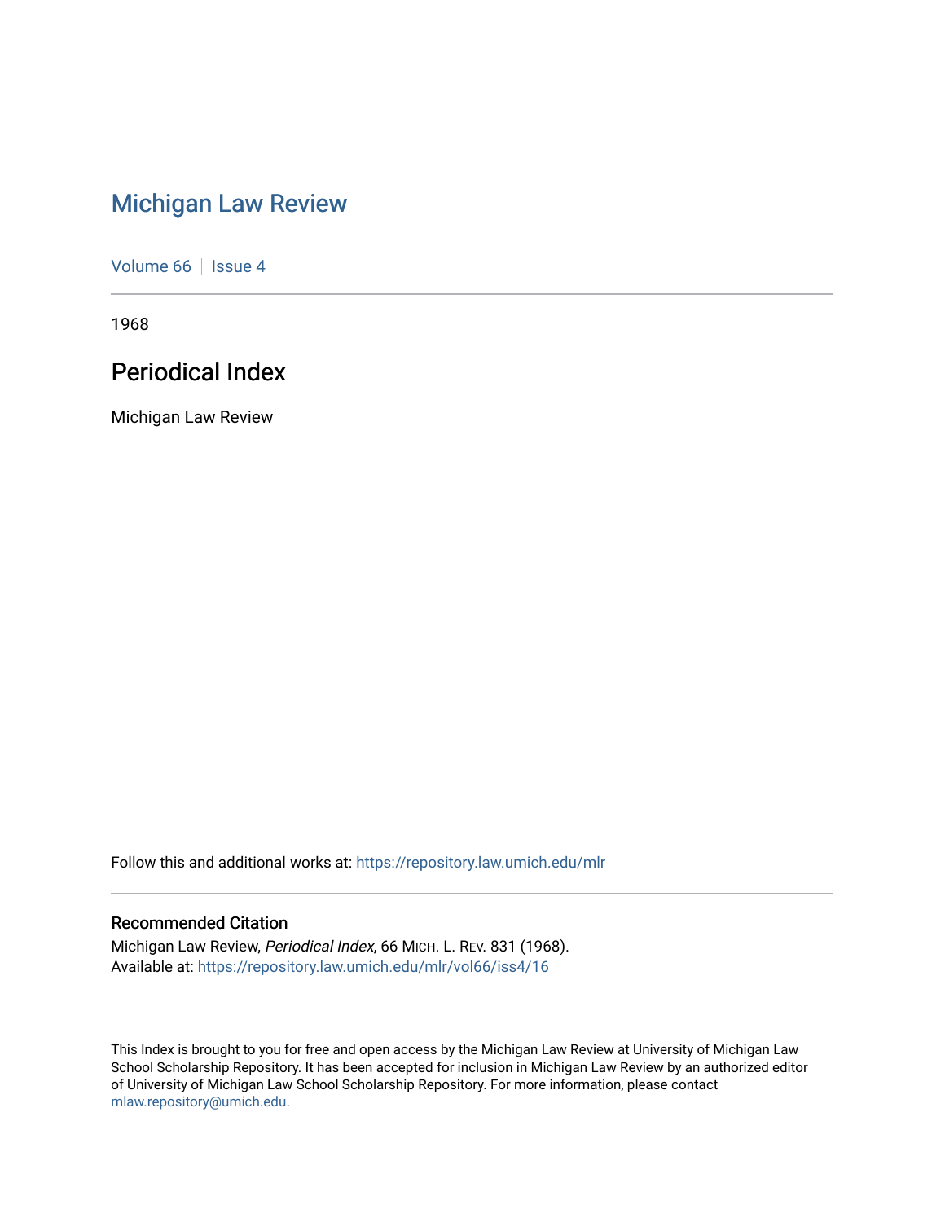# Michigan Law Review

Volume 66 | Issue 4

1968

## Periodical Index

Michigan Law Review

Follow this and additional works at: https://repository.law.umich.edu/mlr

### Recommended Citation

Michigan Law Review, *Periodical Index*, 66 MICH. L. REV. 831 (1968).
Available at: https://repository.law.umich.edu/mlr/vol66/iss4/16

This Index is brought to you for free and open access by the Michigan Law Review at University of Michigan Law School Scholarship Repository. It has been accepted for inclusion in Michigan Law Review by an authorized editor of University of Michigan Law School Scholarship Repository. For more information, please contact mlaw.repository@umich.edu.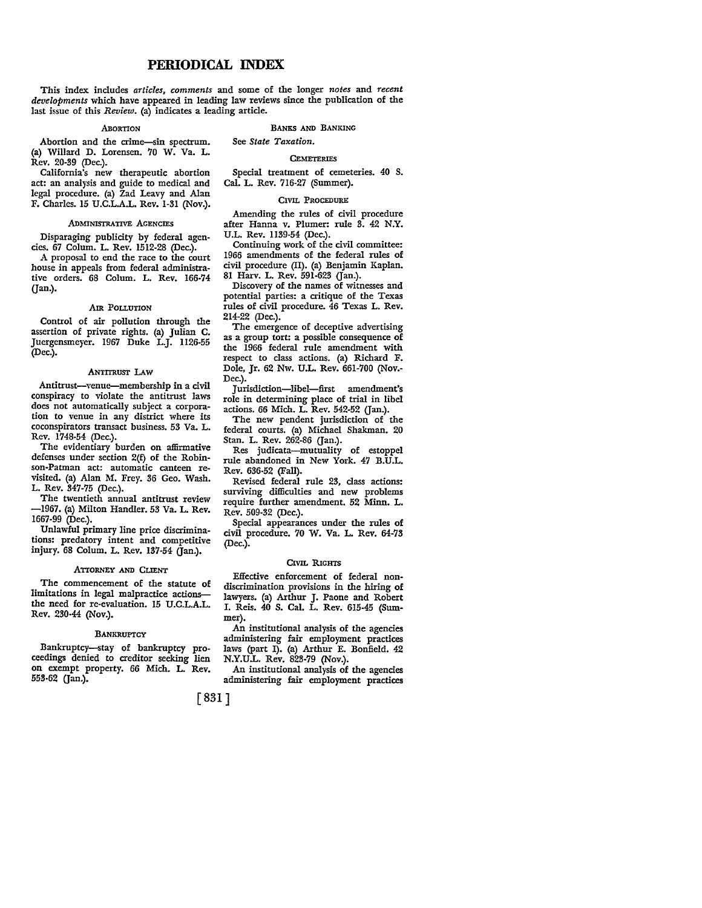# PERIODICAL INDEX

This index includes *articles, comments* and some of the longer *notes* and *recent developments* which have appeared in leading law reviews since the publication of the last issue of this *Review*. (a) indicates a leading article.

### ABORTION

Abortion and the crime—sin spectrum. (a) Willard D. Lorensen. 70 W. Va. L. Rev. 20-39 (Dec.).

California's new therapeutic abortion act: an analysis and guide to medical and legal procedure. (a) Zad Leavy and Alan F. Charles. 15 U.C.L.A.L. Rev. 1-31 (Nov.).

### ADMINISTRATIVE AGENCIES

Disparaging publicity by federal agencies. 67 Colum. L. Rev. 1512-28 (Dec.).

A proposal to end the race to the court house in appeals from federal administrative orders. 68 Colum. L. Rev. 166-74 (Jan.).

### AIR POLLUTION

Control of air pollution through the assertion of private rights. (a) Julian C. Juergensmeyer. 1967 Duke L.J. 1126-55 (Dec.).

### ANTITRUST LAW

Antitrust—venue—membership in a civil conspiracy to violate the antitrust laws does not automatically subject a corporation to venue in any district where its coconspirators transact business. 53 Va. L. Rev. 1748-54 (Dec.).

The evidentiary burden on affirmative defenses under section 2(f) of the Robinson-Patman act: automatic canteen revisited. (a) Alan M. Frey. 36 Geo. Wash. L. Rev. 347-75 (Dec.).

The twentieth annual antitrust review—1967. (a) Milton Handler. 53 Va. L. Rev. 1667-99 (Dec.).

Unlawful primary line price discriminations: predatory intent and competitive injury. 68 Colum. L. Rev. 137-54 (Jan.).

### ATTORNEY AND CLIENT

The commencement of the statute of limitations in legal malpractice actions—the need for re-evaluation. 15 U.C.L.A.L. Rev. 230-44 (Nov.).

### BANKRUPTCY

Bankruptcy—stay of bankruptcy proceedings denied to creditor seeking lien on exempt property. 66 Mich. L. Rev. 553-62 (Jan.).

### BANKS AND BANKING

See *State Taxation.*

### CEMETERIES

Special treatment of cemeteries. 40 S. Cal. L. Rev. 716-27 (Summer).

### CIVIL PROCEDURE

Amending the rules of civil procedure after Hanna v. Plumer: rule 3. 42 N.Y. U.L. Rev. 1139-54 (Dec.).

Continuing work of the civil committee: 1966 amendments of the federal rules of civil procedure (II). (a) Benjamin Kaplan. 81 Harv. L. Rev. 591-623 (Jan.).

Discovery of the names of witnesses and potential parties: a critique of the Texas rules of civil procedure. 46 Texas L. Rev. 214-22 (Dec.).

The emergence of deceptive advertising as a group tort: a possible consequence of the 1966 federal rule amendment with respect to class actions. (a) Richard F. Dole, Jr. 62 Nw. U.L. Rev. 661-700 (Nov.-Dec.).

Jurisdiction—libel—first amendment's role in determining place of trial in libel actions. 66 Mich. L. Rev. 542-52 (Jan.).

The new pendent jurisdiction of the federal courts. (a) Michael Shakman. 20 Stan. L. Rev. 262-86 (Jan.).

Res judicata—mutuality of estoppel rule abandoned in New York. 47 B.U.L. Rev. 636-52 (Fall).

Revised federal rule 23, class actions: surviving difficulties and new problems require further amendment. 52 Minn. L. Rev. 509-32 (Dec.).

Special appearances under the rules of civil procedure. 70 W. Va. L. Rev. 64-73 (Dec.).

### CIVIL RIGHTS

Effective enforcement of federal nondiscrimination provisions in the hiring of lawyers. (a) Arthur J. Paone and Robert I. Reis. 40 S. Cal. L. Rev. 615-45 (Summer).

An institutional analysis of the agencies administering fair employment practices laws (part I). (a) Arthur E. Bonfield. 42 N.Y.U.L. Rev. 823-79 (Nov.).

An institutional analysis of the agencies administering fair employment practices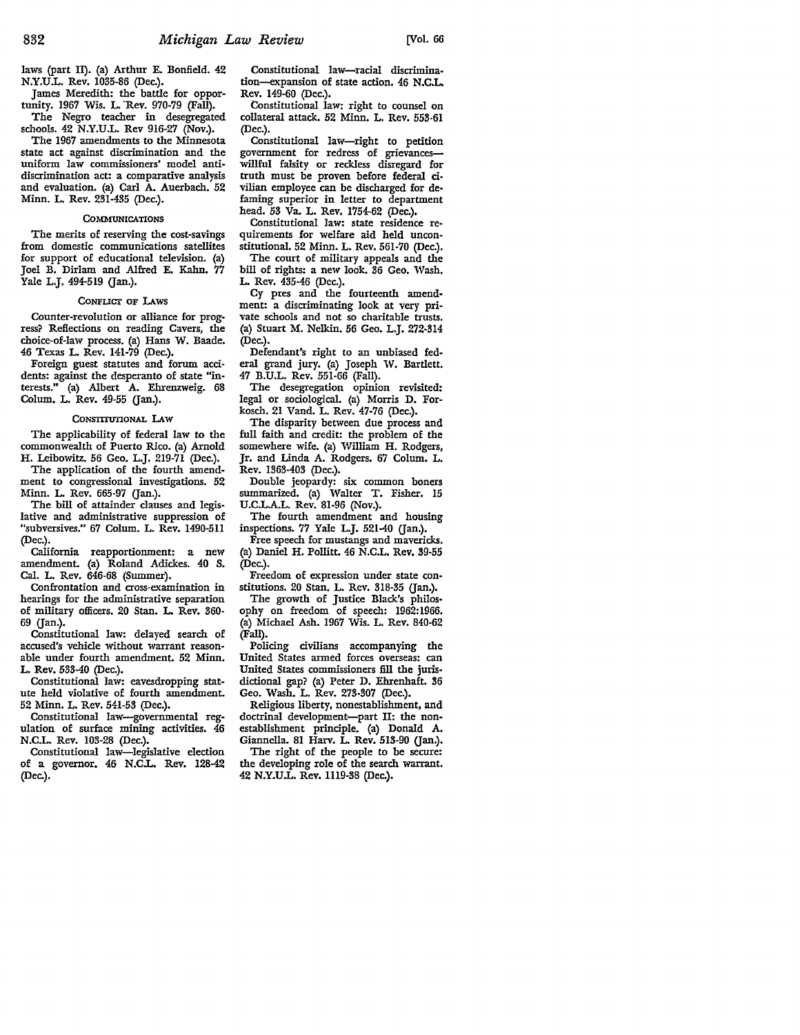laws (part II). (a) Arthur E. Bonfield. 42 N.Y.U.L. Rev. 1035-86 (Dec.).

James Meredith: the battle for opportunity. 1967 Wis. L. Rev. 970-79 (Fall).

The Negro teacher in desegregated schools. 42 N.Y.U.L. Rev 916-27 (Nov.).

The 1967 amendments to the Minnesota state act against discrimination and the uniform law commissioners' model antidiscrimination act: a comparative analysis and evaluation. (a) Carl A. Auerbach. 52 Minn. L. Rev. 231-435 (Dec.).

### COMMUNICATIONS

The merits of reserving the cost-savings from domestic communications satellites for support of educational television. (a) Joel B. Dirlam and Alfred E. Kahn. 77 Yale L.J. 494-519 (Jan.).

### CONFLICT OF LAWS

Counter-revolution or alliance for progress? Reflections on reading Cavers, the choice-of-law process. (a) Hans W. Baade. 46 Texas L. Rev. 141-79 (Dec.).

Foreign guest statutes and forum accidents: against the desperanto of state "interests." (a) Albert A. Ehrenzweig. 68 Colum. L. Rev. 49-55 (Jan.).

### CONSTITUTIONAL LAW

The applicability of federal law to the commonwealth of Puerto Rico. (a) Arnold H. Leibowitz. 56 Geo. L.J. 219-71 (Dec.).

The application of the fourth amendment to congressional investigations. 52 Minn. L. Rev. 665-97 (Jan.).

The bill of attainder clauses and legislative and administrative suppression of "subversives." 67 Colum. L. Rev. 1490-511 (Dec.).

California reapportionment: a new amendment. (a) Roland Adickes. 40 S. Cal. L. Rev. 646-68 (Summer).

Confrontation and cross-examination in hearings for the administrative separation of military officers. 20 Stan. L. Rev. 360-69 (Jan.).

Constitutional law: delayed search of accused's vehicle without warrant reasonable under fourth amendment. 52 Minn. L. Rev. 533-40 (Dec.).

Constitutional law: eavesdropping statute held violative of fourth amendment. 52 Minn. L. Rev. 541-53 (Dec.).

Constitutional law—governmental regulation of surface mining activities. 46 N.C.L. Rev. 103-28 (Dec.).

Constitutional law—legislative election of a governor. 46 N.C.L. Rev. 128-42 (Dec.).

Constitutional law—racial discrimination—expansion of state action. 46 N.C.L. Rev. 149-60 (Dec.).

Constitutional law: right to counsel on collateral attack. 52 Minn. L. Rev. 553-61 (Dec.).

Constitutional law—right to petition government for redress of grievances—willful falsity or reckless disregard for truth must be proven before federal civilian employee can be discharged for defaming superior in letter to department head. 53 Va. L. Rev. 1754-62 (Dec.).

Constitutional law: state residence requirements for welfare aid held unconstitutional. 52 Minn. L. Rev. 561-70 (Dec.).

The court of military appeals and the bill of rights: a new look. 36 Geo. Wash. L. Rev. 435-46 (Dec.).

Cy pres and the fourteenth amendment: a discriminating look at very private schools and not so charitable trusts. (a) Stuart M. Nelkin. 56 Geo. L.J. 272-314 (Dec.).

Defendant's right to an unbiased federal grand jury. (a) Joseph W. Bartlett. 47 B.U.L. Rev. 551-66 (Fall).

The desegregation opinion revisited: legal or sociological. (a) Morris D. Forkosch. 21 Vand. L. Rev. 47-76 (Dec.).

The disparity between due process and full faith and credit: the problem of the somewhere wife. (a) William H. Rodgers, Jr. and Linda A. Rodgers. 67 Colum. L. Rev. 1363-403 (Dec.).

Double jeopardy: six common boners summarized. (a) Walter T. Fisher. 15 U.C.L.A.L. Rev. 81-96 (Nov.).

The fourth amendment and housing inspections. 77 Yale L.J. 521-40 (Jan.).

Free speech for mustangs and mavericks. (a) Daniel H. Pollitt. 46 N.C.L. Rev. 39-55 (Dec.).

Freedom of expression under state constitutions. 20 Stan. L. Rev. 318-35 (Jan.).

The growth of Justice Black's philosophy on freedom of speech: 1962:1966. (a) Michael Ash. 1967 Wis. L. Rev. 840-62 (Fall).

Policing civilians accompanying the United States armed forces overseas: can United States commissioners fill the jurisdictional gap? (a) Peter D. Ehrenhaft. 36 Geo. Wash. L. Rev. 273-307 (Dec.).

Religious liberty, nonestablishment, and doctrinal development—part II: the nonestablishment principle. (a) Donald A. Giannella. 81 Harv. L. Rev. 513-90 (Jan.).

The right of the people to be secure: the developing role of the search warrant. 42 N.Y.U.L. Rev. 1119-38 (Dec.).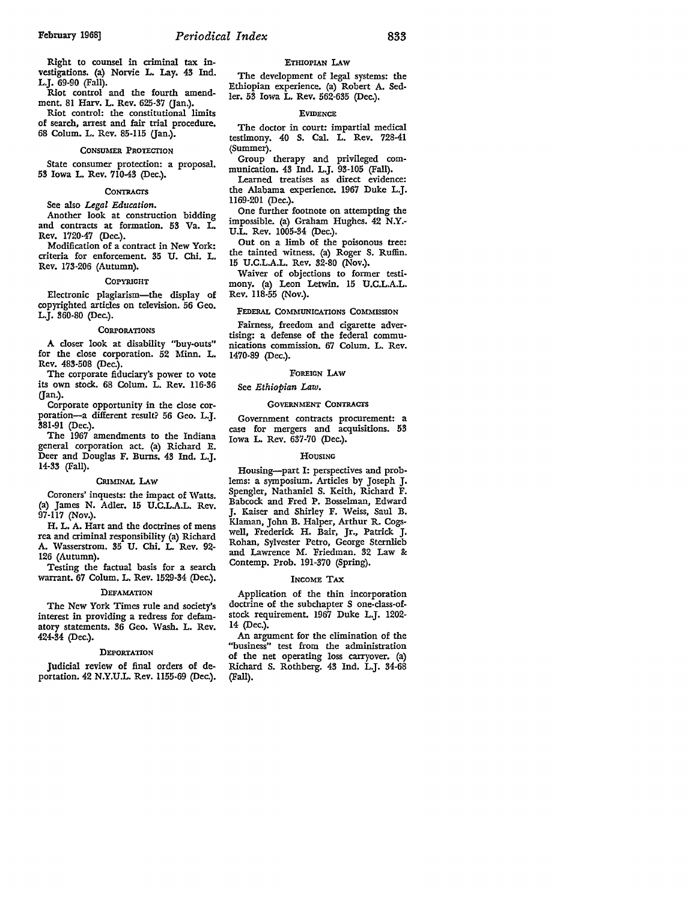Right to counsel in criminal tax investigations. (a) Norvie L. Lay. 43 Ind. L.J. 69-90 (Fall).

Riot control and the fourth amendment. 81 Harv. L. Rev. 625-37 (Jan.).

Riot control: the constitutional limits of search, arrest and fair trial procedure. 68 Colum. L. Rev. 85-115 (Jan.).

### CONSUMER PROTECTION

State consumer protection: a proposal. 53 Iowa L. Rev. 710-43 (Dec.).

### CONTRACTS

See also *Legal Education.*

Another look at construction bidding and contracts at formation. 53 Va. L. Rev. 1720-47 (Dec.).

Modification of a contract in New York: criteria for enforcement. 35 U. Chi. L. Rev. 173-206 (Autumn).

### COPYRIGHT

Electronic plagiarism—the display of copyrighted articles on television. 56 Geo. L.J. 360-80 (Dec.).

### CORPORATIONS

A closer look at disability "buy-outs" for the close corporation. 52 Minn. L. Rev. 483-508 (Dec.).

The corporate fiduciary's power to vote its own stock. 68 Colum. L. Rev. 116-36 (Jan.).

Corporate opportunity in the close corporation—a different result? 56 Geo. L.J. 381-91 (Dec.).

The 1967 amendments to the Indiana general corporation act. (a) Richard E. Deer and Douglas F. Burns. 43 Ind. L.J. 14-33 (Fall).

### CRIMINAL LAW

Coroners' inquests: the impact of Watts. (a) James N. Adler. 15 U.C.L.A.L. Rev. 97-117 (Nov.).

H. L. A. Hart and the doctrines of mens rea and criminal responsibility (a) Richard A. Wasserstrom. 35 U. Chi. L. Rev. 92-126 (Autumn).

Testing the factual basis for a search warrant. 67 Colum. L. Rev. 1529-34 (Dec.).

### DEFAMATION

The New York Times rule and society's interest in providing a redress for defamatory statements. 36 Geo. Wash. L. Rev. 424-34 (Dec.).

### DEPORTATION

Judicial review of final orders of deportation. 42 N.Y.U.L. Rev. 1155-69 (Dec.).

### ETHIOPIAN LAW

The development of legal systems: the Ethiopian experience. (a) Robert A. Sedler. 53 Iowa L. Rev. 562-635 (Dec.).

### EVIDENCE

The doctor in court: impartial medical testimony. 40 S. Cal. L. Rev. 728-41 (Summer).

Group therapy and privileged communication. 43 Ind. L.J. 93-105 (Fall).

Learned treatises as direct evidence: the Alabama experience. 1967 Duke L.J. 1169-201 (Dec.).

One further footnote on attempting the impossible. (a) Graham Hughes. 42 N.Y.-U.L. Rev. 1005-34 (Dec.).

Out on a limb of the poisonous tree: the tainted witness. (a) Roger S. Ruffin. 15 U.C.L.A.L. Rev. 32-80 (Nov.).

Waiver of objections to former testimony. (a) Leon Letwin. 15 U.C.L.A.L. Rev. 118-55 (Nov.).

### FEDERAL COMMUNICATIONS COMMISSION

Fairness, freedom and cigarette advertising: a defense of the federal communications commission. 67 Colum. L. Rev. 1470-89 (Dec.).

### FOREIGN LAW

See *Ethiopian Law.*

### GOVERNMENT CONTRACTS

Government contracts procurement: a case for mergers and acquisitions. 53 Iowa L. Rev. 637-70 (Dec.).

### HOUSING

Housing—part I: perspectives and problems: a symposium. Articles by Joseph J. Spengler, Nathaniel S. Keith, Richard F. Babcock and Fred P. Bosselman, Edward J. Kaiser and Shirley F. Weiss, Saul B. Klaman, John B. Halper, Arthur R. Cogswell, Frederick H. Bair, Jr., Patrick J. Rohan, Sylvester Petro, George Sternlieb and Lawrence M. Friedman. 32 Law & Contemp. Prob. 191-370 (Spring).

### INCOME TAX

Application of the thin incorporation doctrine of the subchapter S one-class-of-stock requirement. 1967 Duke L.J. 1202-14 (Dec.).

An argument for the elimination of the "business" test from the administration of the net operating loss carryover. (a) Richard S. Rothberg. 43 Ind. L.J. 34-68 (Fall).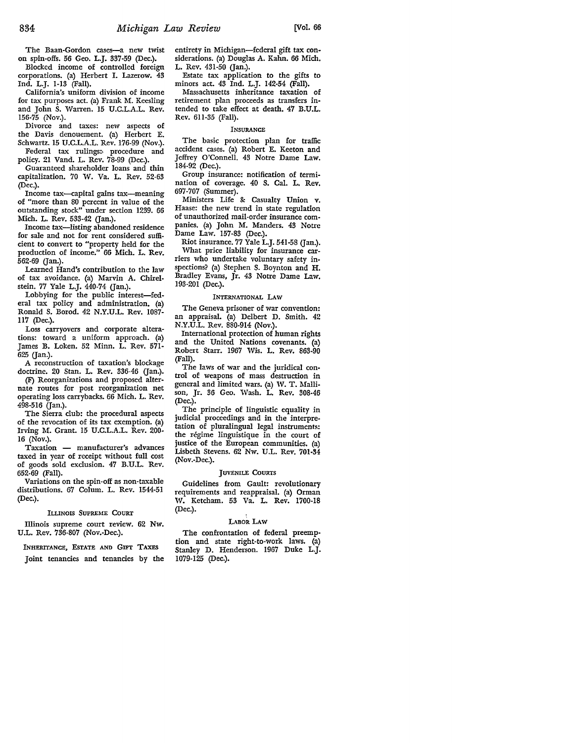The Baan-Gordon cases—a new twist on spin-offs. 56 Geo. L.J. 337-59 (Dec.).

Blocked income of controlled foreign corporations. (a) Herbert I. Lazerow. 43 Ind. L.J. 1-13 (Fall).

California's uniform division of income for tax purposes act. (a) Frank M. Keesling and John S. Warren. 15 U.C.L.A.L. Rev. 156-75 (Nov.).

Divorce and taxes: new aspects of the Davis denouement. (a) Herbert E. Schwartz. 15 U.C.L.A.L. Rev. 176-99 (Nov.).

Federal tax rulings: procedure and policy. 21 Vand. L. Rev. 78-99 (Dec.).

Guaranteed shareholder loans and thin capitalization. 70 W. Va. L. Rev. 52-63 (Dec.).

Income tax—capital gains tax—meaning of "more than 80 percent in value of the outstanding stock" under section 1239. 66 Mich. L. Rev. 533-42 (Jan.).

Income tax—listing abandoned residence for sale and not for rent considered sufficient to convert to "property held for the production of income." 66 Mich. L. Rev. 562-69 (Jan.).

Learned Hand's contribution to the law of tax avoidance. (a) Marvin A. Chirelstein. 77 Yale L.J. 440-74 (Jan.).

Lobbying for the public interest—federal tax policy and administration. (a) Ronald S. Borod. 42 N.Y.U.L. Rev. 1087-117 (Dec.).

Loss carryovers and corporate alterations: toward a uniform approach. (a) James B. Loken. 52 Minn. L. Rev. 571-625 (Jan.).

A reconstruction of taxation's blockage doctrine. 20 Stan. L. Rev. 336-46 (Jan.).

(F) Reorganizations and proposed alternate routes for post reorganization net operating loss carrybacks. 66 Mich. L. Rev. 498-516 (Jan.).

The Sierra club: the procedural aspects of the revocation of its tax exemption. (a) Irving M. Grant. 15 U.C.L.A.L. Rev. 200-16 (Nov.).

Taxation — manufacturer's advances taxed in year of receipt without full cost of goods sold exclusion. 47 B.U.L. Rev. 652-69 (Fall).

Variations on the spin-off as non-taxable distributions. 67 Colum. L. Rev. 1544-51 (Dec.).

### ILLINOIS SUPREME COURT

Illinois supreme court review. 62 Nw. U.L. Rev. 736-807 (Nov.-Dec.).

### INHERITANCE, ESTATE AND GIFT TAXES

Joint tenancies and tenancies by the entirety in Michigan—federal gift tax considerations. (a) Douglas A. Kahn. 66 Mich. L. Rev. 431-50 (Jan.).

Estate tax application to the gifts to minors act. 43 Ind. L.J. 142-54 (Fall).

Massachusetts inheritance taxation of retirement plan proceeds as transfers intended to take effect at death. 47 B.U.L. Rev. 611-35 (Fall).

### INSURANCE

The basic protection plan for traffic accident cases. (a) Robert E. Keeton and Jeffrey O'Connell. 43 Notre Dame Law. 184-92 (Dec.).

Group insurance: notification of termination of coverage. 40 S. Cal. L. Rev. 697-707 (Summer).

Ministers Life & Casualty Union v. Haase: the new trend in state regulation of unauthorized mail-order insurance companies. (a) John M. Manders. 43 Notre Dame Law. 157-83 (Dec.).

Riot insurance. 77 Yale L.J. 541-58 (Jan.).

What price liability for insurance carriers who undertake voluntary safety inspections? (a) Stephen S. Boynton and H. Bradley Evans, Jr. 43 Notre Dame Law. 193-201 (Dec.).

### INTERNATIONAL LAW

The Geneva prisoner of war convention: an appraisal. (a) Delbert D. Smith. 42 N.Y.U.L. Rev. 880-914 (Nov.).

International protection of human rights and the United Nations covenants. (a) Robert Starr. 1967 Wis. L. Rev. 863-90 (Fall).

The laws of war and the juridical control of weapons of mass destruction in general and limited wars. (a) W. T. Mallison, Jr. 36 Geo. Wash. L. Rev. 308-46 (Dec.).

The principle of linguistic equality in judicial proceedings and in the interpretation of pluralingual legal instruments: the régime linguistique in the court of justice of the European communities. (a) Lisbeth Stevens. 62 Nw. U.L. Rev. 701-34 (Nov.-Dec.).

### JUVENILE COURTS

Guidelines from Gault: revolutionary requirements and reappraisal. (a) Orman W. Ketcham. 53 Va. L. Rev. 1700-18 (Dec.).

### LABOR LAW

The confrontation of federal preemption and state right-to-work laws. (a) Stanley D. Henderson. 1967 Duke L.J. 1079-125 (Dec.).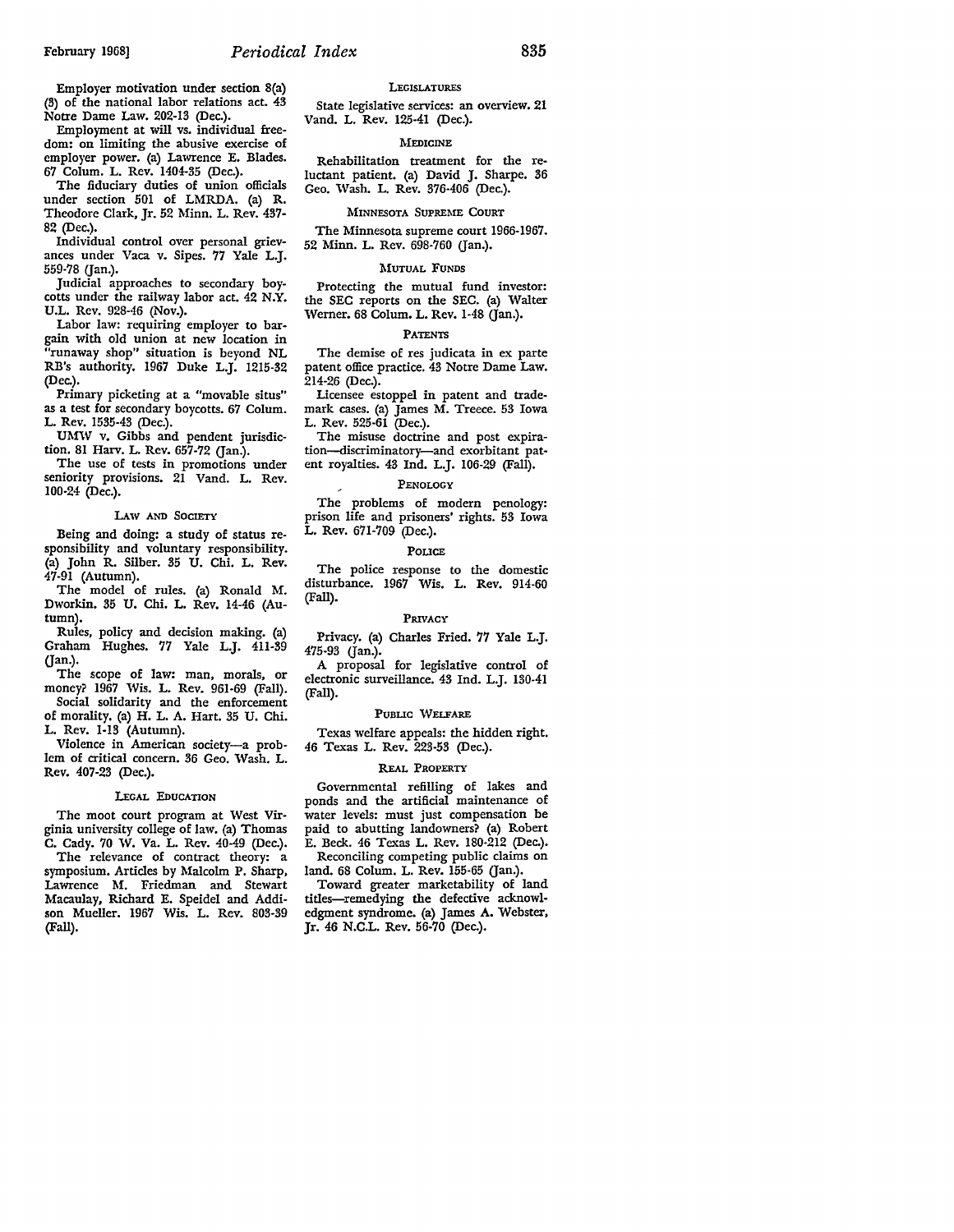Employer motivation under section 8(a) (3) of the national labor relations act. 43 Notre Dame Law. 202-13 (Dec.).

Employment at will vs. individual freedom: on limiting the abusive exercise of employer power. (a) Lawrence E. Blades. 67 Colum. L. Rev. 1404-35 (Dec.).

The fiduciary duties of union officials under section 501 of LMRDA. (a) R. Theodore Clark, Jr. 52 Minn. L. Rev. 437-82 (Dec.).

Individual control over personal grievances under Vaca v. Sipes. 77 Yale L.J. 559-78 (Jan.).

Judicial approaches to secondary boycotts under the railway labor act. 42 N.Y. U.L. Rev. 928-46 (Nov.).

Labor law: requiring employer to bargain with old union at new location in "runaway shop" situation is beyond NLRB's authority. 1967 Duke L.J. 1215-32 (Dec.).

Primary picketing at a "movable situs" as a test for secondary boycotts. 67 Colum. L. Rev. 1535-43 (Dec.).

UMW v. Gibbs and pendent jurisdiction. 81 Harv. L. Rev. 657-72 (Jan.).

The use of tests in promotions under seniority provisions. 21 Vand. L. Rev. 100-24 (Dec.).

### Law and Society

Being and doing: a study of status responsibility and voluntary responsibility. (a) John R. Silber. 35 U. Chi. L. Rev. 47-91 (Autumn).

The model of rules. (a) Ronald M. Dworkin. 35 U. Chi. L. Rev. 14-46 (Autumn).

Rules, policy and decision making. (a) Graham Hughes. 77 Yale L.J. 411-39 (Jan.).

The scope of law: man, morals, or money? 1967 Wis. L. Rev. 961-69 (Fall).

Social solidarity and the enforcement of morality. (a) H. L. A. Hart. 35 U. Chi. L. Rev. 1-13 (Autumn).

Violence in American society—a problem of critical concern. 36 Geo. Wash. L. Rev. 407-23 (Dec.).

### Legal Education

The moot court program at West Virginia university college of law. (a) Thomas C. Cady. 70 W. Va. L. Rev. 40-49 (Dec.).

The relevance of contract theory: a symposium. Articles by Malcolm P. Sharp, Lawrence M. Friedman and Stewart Macaulay, Richard E. Speidel and Addison Mueller. 1967 Wis. L. Rev. 803-39 (Fall).

### Legislatures

State legislative services: an overview. 21 Vand. L. Rev. 125-41 (Dec.).

### Medicine

Rehabilitation treatment for the reluctant patient. (a) David J. Sharpe. 36 Geo. Wash. L. Rev. 376-406 (Dec.).

### Minnesota Supreme Court

The Minnesota supreme court 1966-1967. 52 Minn. L. Rev. 698-760 (Jan.).

### Mutual Funds

Protecting the mutual fund investor: the SEC reports on the SEC. (a) Walter Werner. 68 Colum. L. Rev. 1-48 (Jan.).

### Patents

The demise of res judicata in ex parte patent office practice. 43 Notre Dame Law. 214-26 (Dec.).

Licensee estoppel in patent and trademark cases. (a) James M. Treece. 53 Iowa L. Rev. 525-61 (Dec.).

The misuse doctrine and post expiration—discriminatory—and exorbitant patent royalties. 43 Ind. L.J. 106-29 (Fall).

### Penology

The problems of modern penology: prison life and prisoners' rights. 53 Iowa L. Rev. 671-709 (Dec.).

### Police

The police response to the domestic disturbance. 1967 Wis. L. Rev. 914-60 (Fall).

### Privacy

Privacy. (a) Charles Fried. 77 Yale L.J. 475-93 (Jan.).

A proposal for legislative control of electronic surveillance. 43 Ind. L.J. 130-41 (Fall).

### Public Welfare

Texas welfare appeals: the hidden right. 46 Texas L. Rev. 223-53 (Dec.).

### Real Property

Governmental refilling of lakes and ponds and the artificial maintenance of water levels: must just compensation be paid to abutting landowners? (a) Robert E. Beck. 46 Texas L. Rev. 180-212 (Dec.).

Reconciling competing public claims on land. 68 Colum. L. Rev. 155-65 (Jan.).

Toward greater marketability of land titles—remedying the defective acknowledgment syndrome. (a) James A. Webster, Jr. 46 N.C.L. Rev. 56-70 (Dec.).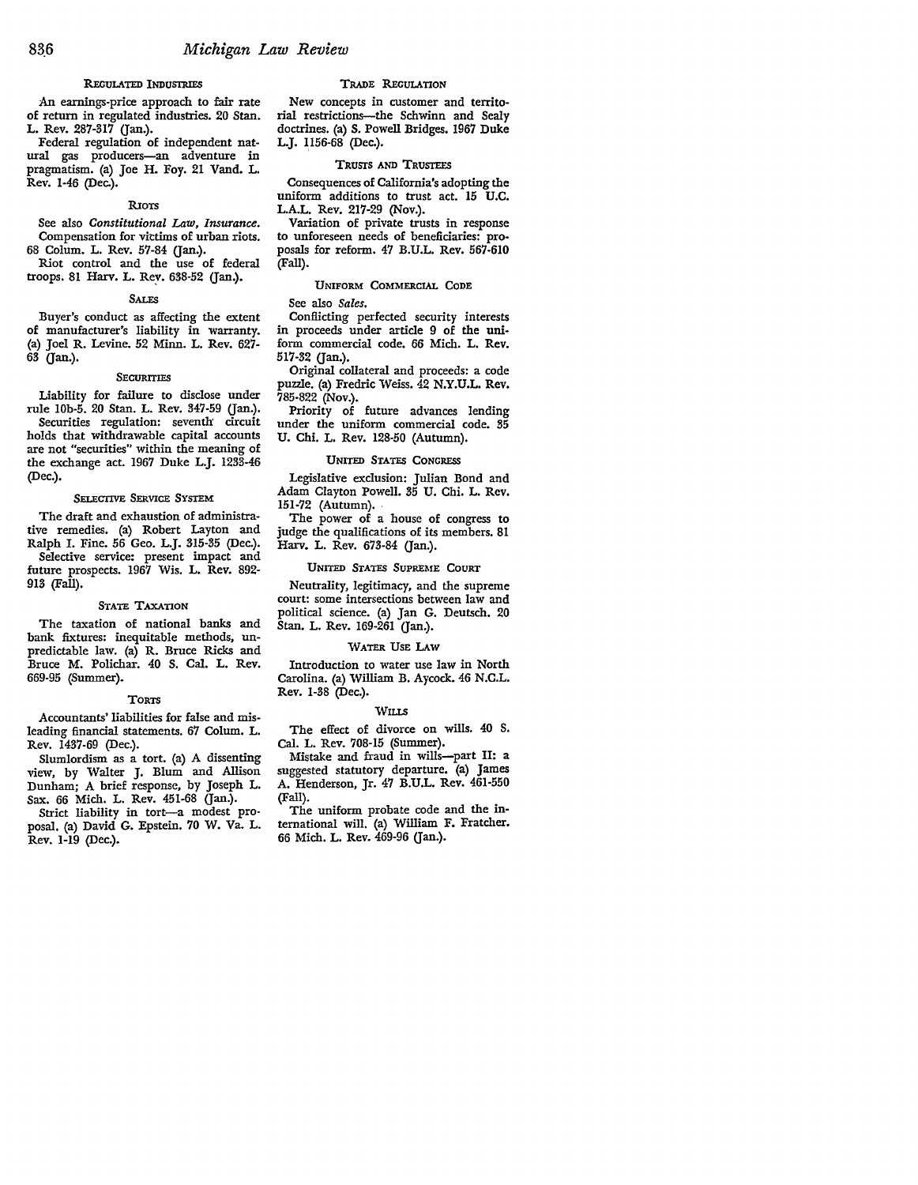### REGULATED INDUSTRIES

An earnings-price approach to fair rate of return in regulated industries. 20 Stan. L. Rev. 287-317 (Jan.).

Federal regulation of independent natural gas producers—an adventure in pragmatism. (a) Joe H. Foy. 21 Vand. L. Rev. 1-46 (Dec.).

### RIOTS

See also *Constitutional Law, Insurance.*

Compensation for victims of urban riots. 68 Colum. L. Rev. 57-84 (Jan.).

Riot control and the use of federal troops. 81 Harv. L. Rev. 638-52 (Jan.).

### SALES

Buyer's conduct as affecting the extent of manufacturer's liability in warranty. (a) Joel R. Levine. 52 Minn. L. Rev. 627-63 (Jan.).

### SECURITIES

Liability for failure to disclose under rule 10b-5. 20 Stan. L. Rev. 347-59 (Jan.).

Securities regulation: seventh circuit holds that withdrawable capital accounts are not "securities" within the meaning of the exchange act. 1967 Duke L.J. 1233-46 (Dec.).

### SELECTIVE SERVICE SYSTEM

The draft and exhaustion of administrative remedies. (a) Robert Layton and Ralph I. Fine. 56 Geo. L.J. 315-35 (Dec.).

Selective service: present impact and future prospects. 1967 Wis. L. Rev. 892-913 (Fall).

### STATE TAXATION

The taxation of national banks and bank fixtures: inequitable methods, unpredictable law. (a) R. Bruce Ricks and Bruce M. Polichar. 40 S. Cal. L. Rev. 669-95 (Summer).

### TORTS

Accountants' liabilities for false and misleading financial statements. 67 Colum. L. Rev. 1437-69 (Dec.).

Slumlordism as a tort. (a) A dissenting view, by Walter J. Blum and Allison Dunham; A brief response, by Joseph L. Sax. 66 Mich. L. Rev. 451-68 (Jan.).

Strict liability in tort—a modest proposal. (a) David G. Epstein. 70 W. Va. L. Rev. 1-19 (Dec.).

### TRADE REGULATION

New concepts in customer and territorial restrictions—the Schwinn and Sealy doctrines. (a) S. Powell Bridges. 1967 Duke L.J. 1156-68 (Dec.).

### TRUSTS AND TRUSTEES

Consequences of California's adopting the uniform additions to trust act. 15 U.C.L.A.L. Rev. 217-29 (Nov.).

Variation of private trusts in response to unforeseen needs of beneficiaries: proposals for reform. 47 B.U.L. Rev. 567-610 (Fall).

### UNIFORM COMMERCIAL CODE

See also *Sales.*

Conflicting perfected security interests in proceeds under article 9 of the uniform commercial code. 66 Mich. L. Rev. 517-32 (Jan.).

Original collateral and proceeds: a code puzzle. (a) Fredric Weiss. 42 N.Y.U.L. Rev. 785-822 (Nov.).

Priority of future advances lending under the uniform commercial code. 35 U. Chi. L. Rev. 128-50 (Autumn).

### UNITED STATES CONGRESS

Legislative exclusion: Julian Bond and Adam Clayton Powell. 35 U. Chi. L. Rev. 151-72 (Autumn).

The power of a house of congress to judge the qualifications of its members. 81 Harv. L. Rev. 673-84 (Jan.).

### UNITED STATES SUPREME COURT

Neutrality, legitimacy, and the supreme court: some intersections between law and political science. (a) Jan G. Deutsch. 20 Stan. L. Rev. 169-261 (Jan.).

### WATER USE LAW

Introduction to water use law in North Carolina. (a) William B. Aycock. 46 N.C.L. Rev. 1-38 (Dec.).

### WILLS

The effect of divorce on wills. 40 S. Cal. L. Rev. 708-15 (Summer).

Mistake and fraud in wills—part II: a suggested statutory departure. (a) James A. Henderson, Jr. 47 B.U.L. Rev. 461-550 (Fall).

The uniform probate code and the international will. (a) William F. Fratcher. 66 Mich. L. Rev. 469-96 (Jan.).